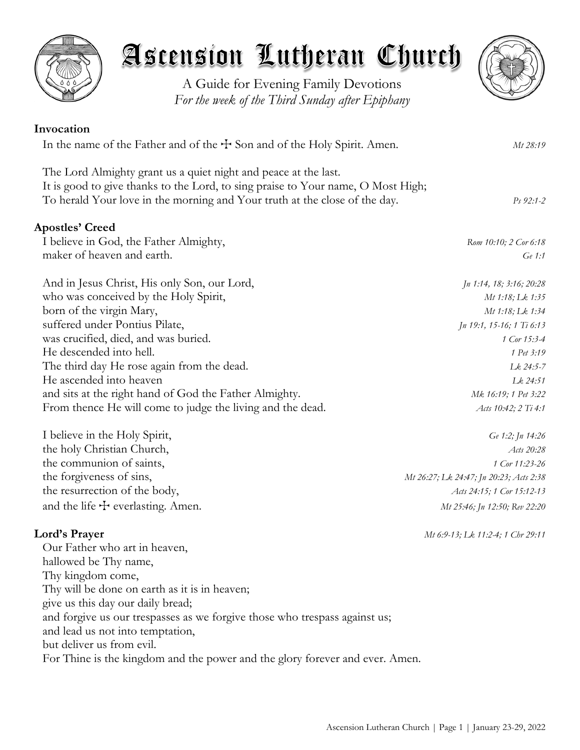# Ascension Lutheran Church

A Guide for Evening Family Devotions
*For the week of the Third Sunday after Epiphany*

**Invocation**

In the name of the Father and of the ☩ Son and of the Holy Spirit. Amen. *Mt 28:19*

The Lord Almighty grant us a quiet night and peace at the last.
It is good to give thanks to the Lord, to sing praise to Your name, O Most High;
To herald Your love in the morning and Your truth at the close of the day. *Ps 92:1-2*

**Apostles' Creed**

I believe in God, the Father Almighty, *Rom 10:10; 2 Cor 6:18*
maker of heaven and earth. *Ge 1:1*

And in Jesus Christ, His only Son, our Lord, *Jn 1:14, 18; 3:16; 20:28*
who was conceived by the Holy Spirit, *Mt 1:18; Lk 1:35*
born of the virgin Mary, *Mt 1:18; Lk 1:34*
suffered under Pontius Pilate, *Jn 19:1, 15-16; 1 Ti 6:13*
was crucified, died, and was buried. *1 Cor 15:3-4*
He descended into hell. *1 Pet 3:19*
The third day He rose again from the dead. *Lk 24:5-7*
He ascended into heaven *Lk 24:51*
and sits at the right hand of God the Father Almighty. *Mk 16:19; 1 Pet 3:22*
From thence He will come to judge the living and the dead. *Acts 10:42; 2 Ti 4:1*

I believe in the Holy Spirit, *Ge 1:2; Jn 14:26*
the holy Christian Church, *Acts 20:28*
the communion of saints, *1 Cor 11:23-26*
the forgiveness of sins, *Mt 26:27; Lk 24:47; Jn 20:23; Acts 2:38*
the resurrection of the body, *Acts 24:15; 1 Cor 15:12-13*
and the life ☩ everlasting. Amen. *Mt 25:46; Jn 12:50; Rev 22:20*

**Lord's Prayer** *Mt 6:9-13; Lk 11:2-4; 1 Chr 29:11*

Our Father who art in heaven,
hallowed be Thy name,
Thy kingdom come,
Thy will be done on earth as it is in heaven;
give us this day our daily bread;
and forgive us our trespasses as we forgive those who trespass against us;
and lead us not into temptation,
but deliver us from evil.
For Thine is the kingdom and the power and the glory forever and ever. Amen.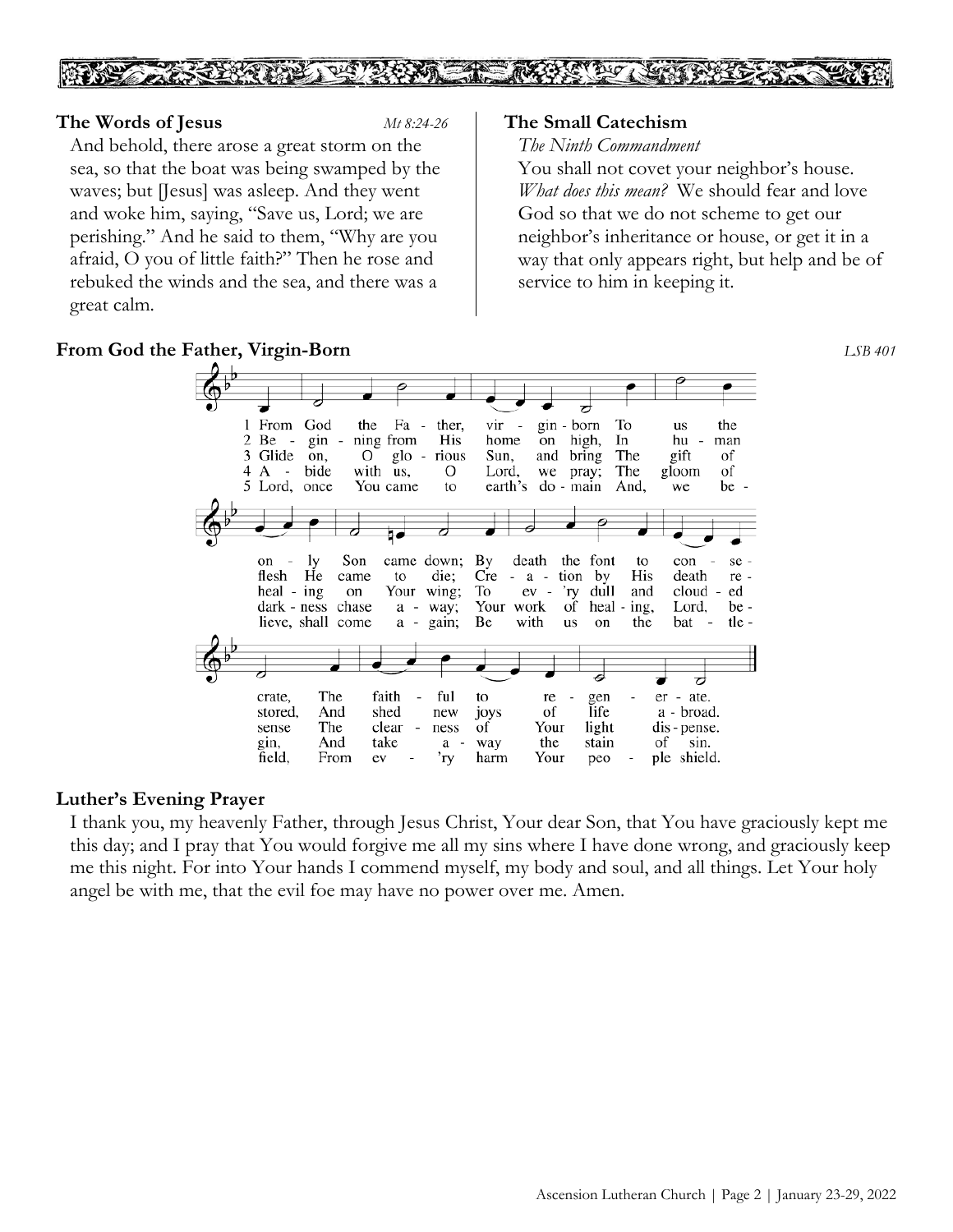### The Words of Jesus

*Mt 8:24-26*

And behold, there arose a great storm on the sea, so that the boat was being swamped by the waves; but [Jesus] was asleep. And they went and woke him, saying, "Save us, Lord; we are perishing." And he said to them, "Why are you afraid, O you of little faith?" Then he rose and rebuked the winds and the sea, and there was a great calm.

### The Small Catechism

*The Ninth Commandment*

You shall not covet your neighbor's house.

*What does this mean?* We should fear and love God so that we do not scheme to get our neighbor's inheritance or house, or get it in a way that only appears right, but help and be of service to him in keeping it.

### From God the Father, Virgin-Born

*LSB 401*

1 From God the Father, virgin-born To us the only Son came down; By death the font to consecrate, The faithful to regenerate.

2 Beginning from His home on high, In human flesh He came to die; Creation by His death restored, And shed new joys of life abroad.

3 Glide on, O glorious Sun, and bring The gift of healing on Your wing; To ev'ry dull and clouded sense The clearness of Your light dispense.

4 Abide with us, O Lord, we pray; The gloom of darkness chase away; Your work of healing, Lord, begin, And take away the stain of sin.

5 Lord, once You came to earth's domain And, we believe, shall come again; Be with us on the battlefield, From ev'ry harm Your people shield.

### Luther's Evening Prayer

I thank you, my heavenly Father, through Jesus Christ, Your dear Son, that You have graciously kept me this day; and I pray that You would forgive me all my sins where I have done wrong, and graciously keep me this night. For into Your hands I commend myself, my body and soul, and all things. Let Your holy angel be with me, that the evil foe may have no power over me. Amen.